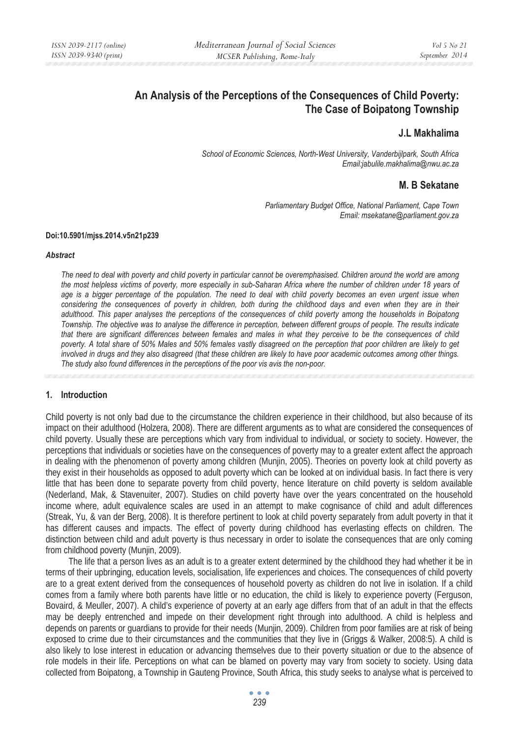# An Analysis of the Perceptions of the Consequences of Child Poverty: The Case of Boipatong Township

**J.L Makhalima**

*School of Economic Sciences, North-West University, Vanderbijlpark, South Africa*
*Email:jabulile.makhalima@nwu.ac.za*

**M. B Sekatane**

*Parliamentary Budget Office, National Parliament, Cape Town*
*Email: msekatane@parliament.gov.za*

**Doi:10.5901/mjss.2014.v5n21p239**

***Abstract***

*The need to deal with poverty and child poverty in particular cannot be overemphasised. Children around the world are among the most helpless victims of poverty, more especially in sub-Saharan Africa where the number of children under 18 years of age is a bigger percentage of the population. The need to deal with child poverty becomes an even urgent issue when considering the consequences of poverty in children, both during the childhood days and even when they are in their adulthood. This paper analyses the perceptions of the consequences of child poverty among the households in Boipatong Township. The objective was to analyse the difference in perception, between different groups of people. The results indicate that there are significant differences between females and males in what they perceive to be the consequences of child poverty. A total share of 50% Males and 50% females vastly disagreed on the perception that poor children are likely to get involved in drugs and they also disagreed (that these children are likely to have poor academic outcomes among other things. The study also found differences in the perceptions of the poor vis avis the non-poor.*

## 1. Introduction

Child poverty is not only bad due to the circumstance the children experience in their childhood, but also because of its impact on their adulthood (Holzera, 2008). There are different arguments as to what are considered the consequences of child poverty. Usually these are perceptions which vary from individual to individual, or society to society. However, the perceptions that individuals or societies have on the consequences of poverty may to a greater extent affect the approach in dealing with the phenomenon of poverty among children (Munjin, 2005). Theories on poverty look at child poverty as they exist in their households as opposed to adult poverty which can be looked at on individual basis. In fact there is very little that has been done to separate poverty from child poverty, hence literature on child poverty is seldom available (Nederland, Mak, & Stavenuiter, 2007). Studies on child poverty have over the years concentrated on the household income where, adult equivalence scales are used in an attempt to make cognisance of child and adult differences (Streak, Yu, & van der Berg, 2008). It is therefore pertinent to look at child poverty separately from adult poverty in that it has different causes and impacts. The effect of poverty during childhood has everlasting effects on children. The distinction between child and adult poverty is thus necessary in order to isolate the consequences that are only coming from childhood poverty (Munjin, 2009).

The life that a person lives as an adult is to a greater extent determined by the childhood they had whether it be in terms of their upbringing, education levels, socialisation, life experiences and choices. The consequences of child poverty are to a great extent derived from the consequences of household poverty as children do not live in isolation. If a child comes from a family where both parents have little or no education, the child is likely to experience poverty (Ferguson, Bovaird, & Meuller, 2007). A child's experience of poverty at an early age differs from that of an adult in that the effects may be deeply entrenched and impede on their development right through into adulthood. A child is helpless and depends on parents or guardians to provide for their needs (Munjin, 2009). Children from poor families are at risk of being exposed to crime due to their circumstances and the communities that they live in (Griggs & Walker, 2008:5). A child is also likely to lose interest in education or advancing themselves due to their poverty situation or due to the absence of role models in their life. Perceptions on what can be blamed on poverty may vary from society to society. Using data collected from Boipatong, a Township in Gauteng Province, South Africa, this study seeks to analyse what is perceived to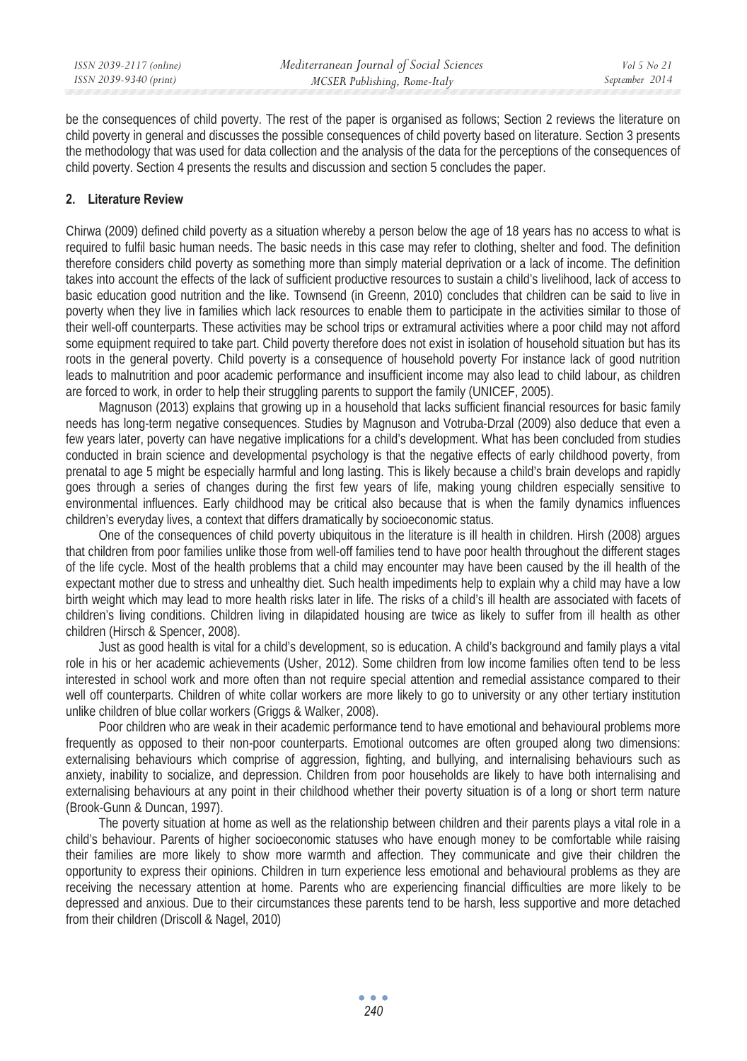be the consequences of child poverty. The rest of the paper is organised as follows; Section 2 reviews the literature on child poverty in general and discusses the possible consequences of child poverty based on literature. Section 3 presents the methodology that was used for data collection and the analysis of the data for the perceptions of the consequences of child poverty. Section 4 presents the results and discussion and section 5 concludes the paper.

## 2. Literature Review

Chirwa (2009) defined child poverty as a situation whereby a person below the age of 18 years has no access to what is required to fulfil basic human needs. The basic needs in this case may refer to clothing, shelter and food. The definition therefore considers child poverty as something more than simply material deprivation or a lack of income. The definition takes into account the effects of the lack of sufficient productive resources to sustain a child's livelihood, lack of access to basic education good nutrition and the like. Townsend (in Greenn, 2010) concludes that children can be said to live in poverty when they live in families which lack resources to enable them to participate in the activities similar to those of their well-off counterparts. These activities may be school trips or extramural activities where a poor child may not afford some equipment required to take part. Child poverty therefore does not exist in isolation of household situation but has its roots in the general poverty. Child poverty is a consequence of household poverty For instance lack of good nutrition leads to malnutrition and poor academic performance and insufficient income may also lead to child labour, as children are forced to work, in order to help their struggling parents to support the family (UNICEF, 2005).

Magnuson (2013) explains that growing up in a household that lacks sufficient financial resources for basic family needs has long-term negative consequences. Studies by Magnuson and Votruba-Drzal (2009) also deduce that even a few years later, poverty can have negative implications for a child's development. What has been concluded from studies conducted in brain science and developmental psychology is that the negative effects of early childhood poverty, from prenatal to age 5 might be especially harmful and long lasting. This is likely because a child's brain develops and rapidly goes through a series of changes during the first few years of life, making young children especially sensitive to environmental influences. Early childhood may be critical also because that is when the family dynamics influences children's everyday lives, a context that differs dramatically by socioeconomic status.

One of the consequences of child poverty ubiquitous in the literature is ill health in children. Hirsh (2008) argues that children from poor families unlike those from well-off families tend to have poor health throughout the different stages of the life cycle. Most of the health problems that a child may encounter may have been caused by the ill health of the expectant mother due to stress and unhealthy diet. Such health impediments help to explain why a child may have a low birth weight which may lead to more health risks later in life. The risks of a child's ill health are associated with facets of children's living conditions. Children living in dilapidated housing are twice as likely to suffer from ill health as other children (Hirsch & Spencer, 2008).

Just as good health is vital for a child's development, so is education. A child's background and family plays a vital role in his or her academic achievements (Usher, 2012). Some children from low income families often tend to be less interested in school work and more often than not require special attention and remedial assistance compared to their well off counterparts. Children of white collar workers are more likely to go to university or any other tertiary institution unlike children of blue collar workers (Griggs & Walker, 2008).

Poor children who are weak in their academic performance tend to have emotional and behavioural problems more frequently as opposed to their non-poor counterparts. Emotional outcomes are often grouped along two dimensions: externalising behaviours which comprise of aggression, fighting, and bullying, and internalising behaviours such as anxiety, inability to socialize, and depression. Children from poor households are likely to have both internalising and externalising behaviours at any point in their childhood whether their poverty situation is of a long or short term nature (Brook-Gunn & Duncan, 1997).

The poverty situation at home as well as the relationship between children and their parents plays a vital role in a child's behaviour. Parents of higher socioeconomic statuses who have enough money to be comfortable while raising their families are more likely to show more warmth and affection. They communicate and give their children the opportunity to express their opinions. Children in turn experience less emotional and behavioural problems as they are receiving the necessary attention at home. Parents who are experiencing financial difficulties are more likely to be depressed and anxious. Due to their circumstances these parents tend to be harsh, less supportive and more detached from their children (Driscoll & Nagel, 2010)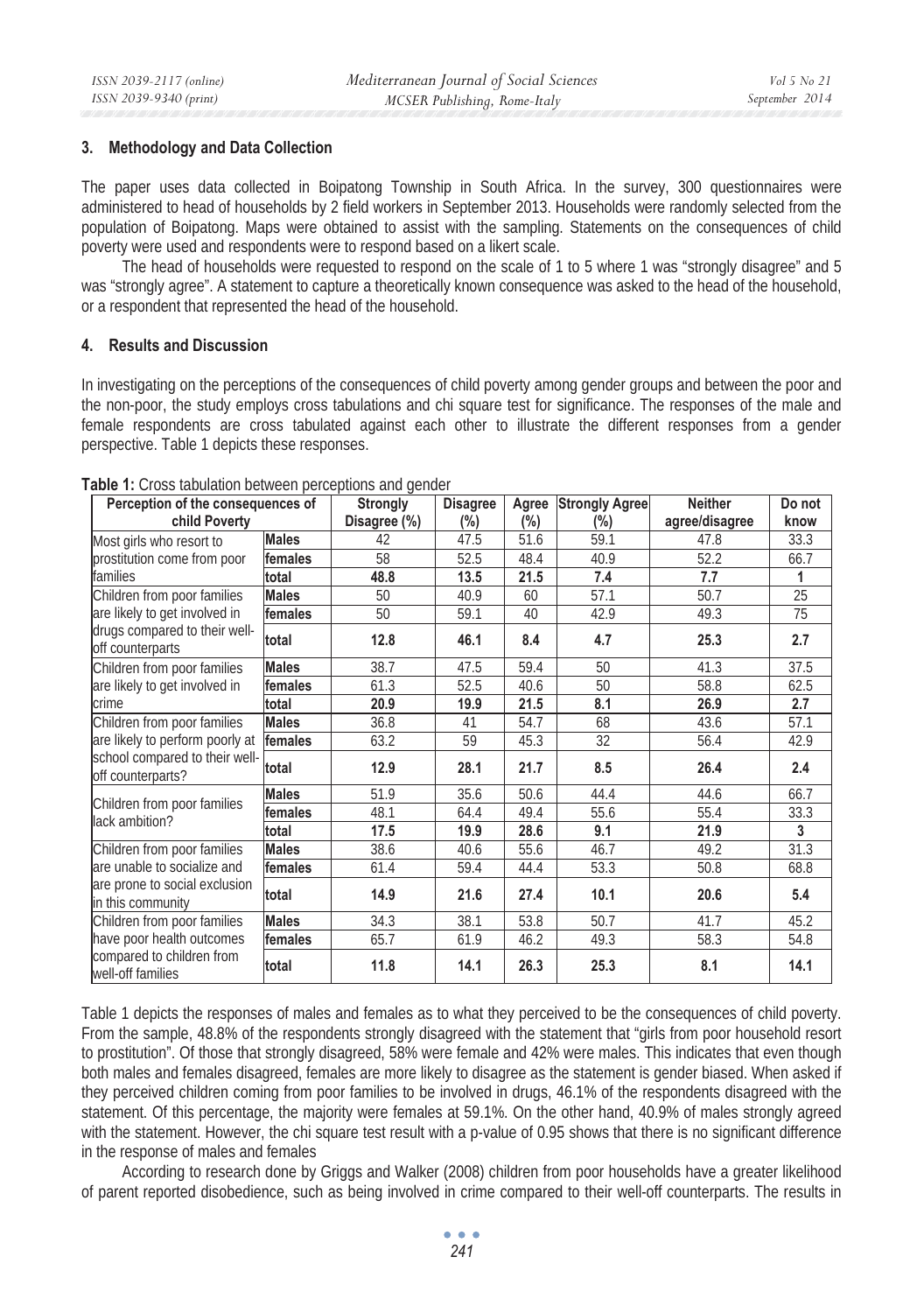## 3. Methodology and Data Collection

The paper uses data collected in Boipatong Township in South Africa. In the survey, 300 questionnaires were administered to head of households by 2 field workers in September 2013. Households were randomly selected from the population of Boipatong. Maps were obtained to assist with the sampling. Statements on the consequences of child poverty were used and respondents were to respond based on a likert scale.

The head of households were requested to respond on the scale of 1 to 5 where 1 was "strongly disagree" and 5 was "strongly agree". A statement to capture a theoretically known consequence was asked to the head of the household, or a respondent that represented the head of the household.

## 4. Results and Discussion

In investigating on the perceptions of the consequences of child poverty among gender groups and between the poor and the non-poor, the study employs cross tabulations and chi square test for significance. The responses of the male and female respondents are cross tabulated against each other to illustrate the different responses from a gender perspective. Table 1 depicts these responses.

**Table 1:** Cross tabulation between perceptions and gender

| Perception of the consequences of child Poverty | | Strongly Disagree (%) | Disagree (%) | Agree (%) | Strongly Agree (%) | Neither agree/disagree | Do not know |
|---|---|---|---|---|---|---|---|
| Most girls who resort to prostitution come from poor families | Males | 42 | 47.5 | 51.6 | 59.1 | 47.8 | 33.3 |
| | females | 58 | 52.5 | 48.4 | 40.9 | 52.2 | 66.7 |
| | total | **48.8** | **13.5** | **21.5** | **7.4** | **7.7** | **1** |
| Children from poor families are likely to get involved in drugs compared to their well-off counterparts | Males | 50 | 40.9 | 60 | 57.1 | 50.7 | 25 |
| | females | 50 | 59.1 | 40 | 42.9 | 49.3 | 75 |
| | total | **12.8** | **46.1** | **8.4** | **4.7** | **25.3** | **2.7** |
| Children from poor families are likely to get involved in crime | Males | 38.7 | 47.5 | 59.4 | 50 | 41.3 | 37.5 |
| | females | 61.3 | 52.5 | 40.6 | 50 | 58.8 | 62.5 |
| | total | **20.9** | **19.9** | **21.5** | **8.1** | **26.9** | **2.7** |
| Children from poor families are likely to perform poorly at school compared to their well-off counterparts? | Males | 36.8 | 41 | 54.7 | 68 | 43.6 | 57.1 |
| | females | 63.2 | 59 | 45.3 | 32 | 56.4 | 42.9 |
| | total | **12.9** | **28.1** | **21.7** | **8.5** | **26.4** | **2.4** |
| Children from poor families lack ambition? | Males | 51.9 | 35.6 | 50.6 | 44.4 | 44.6 | 66.7 |
| | females | 48.1 | 64.4 | 49.4 | 55.6 | 55.4 | 33.3 |
| | total | **17.5** | **19.9** | **28.6** | **9.1** | **21.9** | **3** |
| Children from poor families are unable to socialize and are prone to social exclusion in this community | Males | 38.6 | 40.6 | 55.6 | 46.7 | 49.2 | 31.3 |
| | females | 61.4 | 59.4 | 44.4 | 53.3 | 50.8 | 68.8 |
| | total | **14.9** | **21.6** | **27.4** | **10.1** | **20.6** | **5.4** |
| Children from poor families have poor health outcomes compared to children from well-off families | Males | 34.3 | 38.1 | 53.8 | 50.7 | 41.7 | 45.2 |
| | females | 65.7 | 61.9 | 46.2 | 49.3 | 58.3 | 54.8 |
| | total | **11.8** | **14.1** | **26.3** | **25.3** | **8.1** | **14.1** |

Table 1 depicts the responses of males and females as to what they perceived to be the consequences of child poverty. From the sample, 48.8% of the respondents strongly disagreed with the statement that "girls from poor household resort to prostitution". Of those that strongly disagreed, 58% were female and 42% were males. This indicates that even though both males and females disagreed, females are more likely to disagree as the statement is gender biased. When asked if they perceived children coming from poor families to be involved in drugs, 46.1% of the respondents disagreed with the statement. Of this percentage, the majority were females at 59.1%. On the other hand, 40.9% of males strongly agreed with the statement. However, the chi square test result with a p-value of 0.95 shows that there is no significant difference in the response of males and females

According to research done by Griggs and Walker (2008) children from poor households have a greater likelihood of parent reported disobedience, such as being involved in crime compared to their well-off counterparts. The results in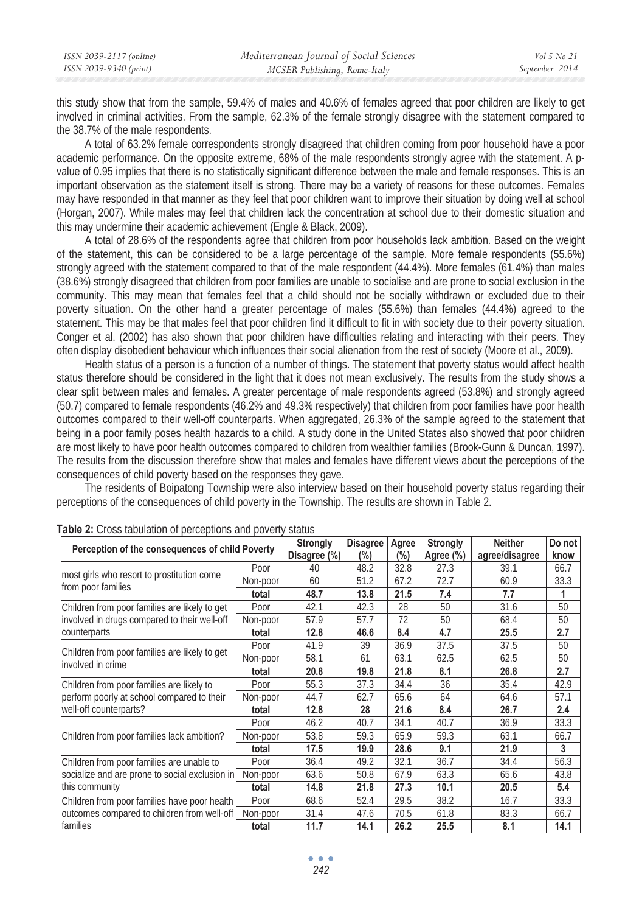this study show that from the sample, 59.4% of males and 40.6% of females agreed that poor children are likely to get involved in criminal activities. From the sample, 62.3% of the female strongly disagree with the statement compared to the 38.7% of the male respondents.

A total of 63.2% female correspondents strongly disagreed that children coming from poor household have a poor academic performance. On the opposite extreme, 68% of the male respondents strongly agree with the statement. A p-value of 0.95 implies that there is no statistically significant difference between the male and female responses. This is an important observation as the statement itself is strong. There may be a variety of reasons for these outcomes. Females may have responded in that manner as they feel that poor children want to improve their situation by doing well at school (Horgan, 2007). While males may feel that children lack the concentration at school due to their domestic situation and this may undermine their academic achievement (Engle & Black, 2009).

A total of 28.6% of the respondents agree that children from poor households lack ambition. Based on the weight of the statement, this can be considered to be a large percentage of the sample. More female respondents (55.6%) strongly agreed with the statement compared to that of the male respondent (44.4%). More females (61.4%) than males (38.6%) strongly disagreed that children from poor families are unable to socialise and are prone to social exclusion in the community. This may mean that females feel that a child should not be socially withdrawn or excluded due to their poverty situation. On the other hand a greater percentage of males (55.6%) than females (44.4%) agreed to the statement. This may be that males feel that poor children find it difficult to fit in with society due to their poverty situation. Conger et al. (2002) has also shown that poor children have difficulties relating and interacting with their peers. They often display disobedient behaviour which influences their social alienation from the rest of society (Moore et al., 2009).

Health status of a person is a function of a number of things. The statement that poverty status would affect health status therefore should be considered in the light that it does not mean exclusively. The results from the study shows a clear split between males and females. A greater percentage of male respondents agreed (53.8%) and strongly agreed (50.7) compared to female respondents (46.2% and 49.3% respectively) that children from poor families have poor health outcomes compared to their well-off counterparts. When aggregated, 26.3% of the sample agreed to the statement that being in a poor family poses health hazards to a child. A study done in the United States also showed that poor children are most likely to have poor health outcomes compared to children from wealthier families (Brook-Gunn & Duncan, 1997). The results from the discussion therefore show that males and females have different views about the perceptions of the consequences of child poverty based on the responses they gave.

The residents of Boipatong Township were also interview based on their household poverty status regarding their perceptions of the consequences of child poverty in the Township. The results are shown in Table 2.

**Table 2:** Cross tabulation of perceptions and poverty status

| Perception of the consequences of child Poverty | | Strongly Disagree (%) | Disagree (%) | Agree (%) | Strongly Agree (%) | Neither agree/disagree | Do not know |
|---|---|---|---|---|---|---|---|
| most girls who resort to prostitution come from poor families | Poor | 40 | 48.2 | 32.8 | 27.3 | 39.1 | 66.7 |
| | Non-poor | 60 | 51.2 | 67.2 | 72.7 | 60.9 | 33.3 |
| | **total** | **48.7** | **13.8** | **21.5** | **7.4** | **7.7** | **1** |
| Children from poor families are likely to get involved in drugs compared to their well-off counterparts | Poor | 42.1 | 42.3 | 28 | 50 | 31.6 | 50 |
| | Non-poor | 57.9 | 57.7 | 72 | 50 | 68.4 | 50 |
| | **total** | **12.8** | **46.6** | **8.4** | **4.7** | **25.5** | **2.7** |
| Children from poor families are likely to get involved in crime | Poor | 41.9 | 39 | 36.9 | 37.5 | 37.5 | 50 |
| | Non-poor | 58.1 | 61 | 63.1 | 62.5 | 62.5 | 50 |
| | **total** | **20.8** | **19.8** | **21.8** | **8.1** | **26.8** | **2.7** |
| Children from poor families are likely to perform poorly at school compared to their well-off counterparts? | Poor | 55.3 | 37.3 | 34.4 | 36 | 35.4 | 42.9 |
| | Non-poor | 44.7 | 62.7 | 65.6 | 64 | 64.6 | 57.1 |
| | **total** | **12.8** | **28** | **21.6** | **8.4** | **26.7** | **2.4** |
| Children from poor families lack ambition? | Poor | 46.2 | 40.7 | 34.1 | 40.7 | 36.9 | 33.3 |
| | Non-poor | 53.8 | 59.3 | 65.9 | 59.3 | 63.1 | 66.7 |
| | **total** | **17.5** | **19.9** | **28.6** | **9.1** | **21.9** | **3** |
| Children from poor families are unable to socialize and are prone to social exclusion in this community | Poor | 36.4 | 49.2 | 32.1 | 36.7 | 34.4 | 56.3 |
| | Non-poor | 63.6 | 50.8 | 67.9 | 63.3 | 65.6 | 43.8 |
| | **total** | **14.8** | **21.8** | **27.3** | **10.1** | **20.5** | **5.4** |
| Children from poor families have poor health outcomes compared to children from well-off families | Poor | 68.6 | 52.4 | 29.5 | 38.2 | 16.7 | 33.3 |
| | Non-poor | 31.4 | 47.6 | 70.5 | 61.8 | 83.3 | 66.7 |
| | **total** | **11.7** | **14.1** | **26.2** | **25.5** | **8.1** | **14.1** |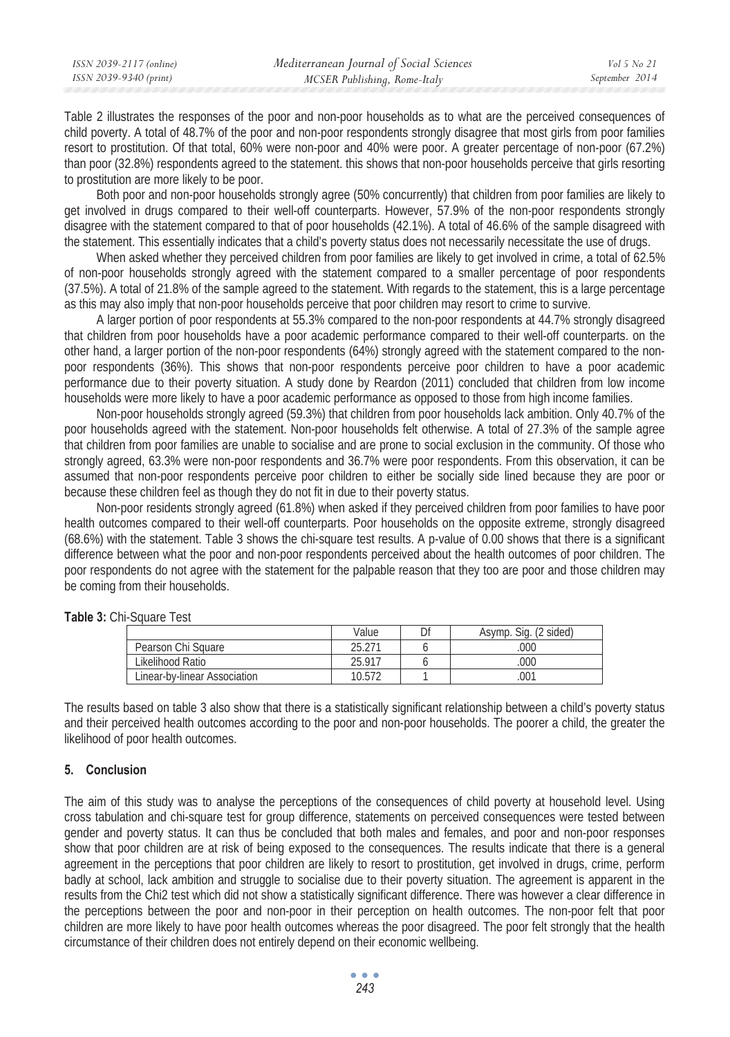Table 2 illustrates the responses of the poor and non-poor households as to what are the perceived consequences of child poverty. A total of 48.7% of the poor and non-poor respondents strongly disagree that most girls from poor families resort to prostitution. Of that total, 60% were non-poor and 40% were poor. A greater percentage of non-poor (67.2%) than poor (32.8%) respondents agreed to the statement. this shows that non-poor households perceive that girls resorting to prostitution are more likely to be poor.

Both poor and non-poor households strongly agree (50% concurrently) that children from poor families are likely to get involved in drugs compared to their well-off counterparts. However, 57.9% of the non-poor respondents strongly disagree with the statement compared to that of poor households (42.1%). A total of 46.6% of the sample disagreed with the statement. This essentially indicates that a child's poverty status does not necessarily necessitate the use of drugs.

When asked whether they perceived children from poor families are likely to get involved in crime, a total of 62.5% of non-poor households strongly agreed with the statement compared to a smaller percentage of poor respondents (37.5%). A total of 21.8% of the sample agreed to the statement. With regards to the statement, this is a large percentage as this may also imply that non-poor households perceive that poor children may resort to crime to survive.

A larger portion of poor respondents at 55.3% compared to the non-poor respondents at 44.7% strongly disagreed that children from poor households have a poor academic performance compared to their well-off counterparts. on the other hand, a larger portion of the non-poor respondents (64%) strongly agreed with the statement compared to the non-poor respondents (36%). This shows that non-poor respondents perceive poor children to have a poor academic performance due to their poverty situation. A study done by Reardon (2011) concluded that children from low income households were more likely to have a poor academic performance as opposed to those from high income families.

Non-poor households strongly agreed (59.3%) that children from poor households lack ambition. Only 40.7% of the poor households agreed with the statement. Non-poor households felt otherwise. A total of 27.3% of the sample agree that children from poor families are unable to socialise and are prone to social exclusion in the community. Of those who strongly agreed, 63.3% were non-poor respondents and 36.7% were poor respondents. From this observation, it can be assumed that non-poor respondents perceive poor children to either be socially side lined because they are poor or because these children feel as though they do not fit in due to their poverty status.

Non-poor residents strongly agreed (61.8%) when asked if they perceived children from poor families to have poor health outcomes compared to their well-off counterparts. Poor households on the opposite extreme, strongly disagreed (68.6%) with the statement. Table 3 shows the chi-square test results. A p-value of 0.00 shows that there is a significant difference between what the poor and non-poor respondents perceived about the health outcomes of poor children. The poor respondents do not agree with the statement for the palpable reason that they too are poor and those children may be coming from their households.

**Table 3:** Chi-Square Test

| | Value | Df | Asymp. Sig. (2 sided) |
|---|---|---|---|
| Pearson Chi Square | 25.271 | 6 | .000 |
| Likelihood Ratio | 25.917 | 6 | .000 |
| Linear-by-linear Association | 10.572 | 1 | .001 |

The results based on table 3 also show that there is a statistically significant relationship between a child's poverty status and their perceived health outcomes according to the poor and non-poor households. The poorer a child, the greater the likelihood of poor health outcomes.

## 5. Conclusion

The aim of this study was to analyse the perceptions of the consequences of child poverty at household level. Using cross tabulation and chi-square test for group difference, statements on perceived consequences were tested between gender and poverty status. It can thus be concluded that both males and females, and poor and non-poor responses show that poor children are at risk of being exposed to the consequences. The results indicate that there is a general agreement in the perceptions that poor children are likely to resort to prostitution, get involved in drugs, crime, perform badly at school, lack ambition and struggle to socialise due to their poverty situation. The agreement is apparent in the results from the Chi2 test which did not show a statistically significant difference. There was however a clear difference in the perceptions between the poor and non-poor in their perception on health outcomes. The non-poor felt that poor children are more likely to have poor health outcomes whereas the poor disagreed. The poor felt strongly that the health circumstance of their children does not entirely depend on their economic wellbeing.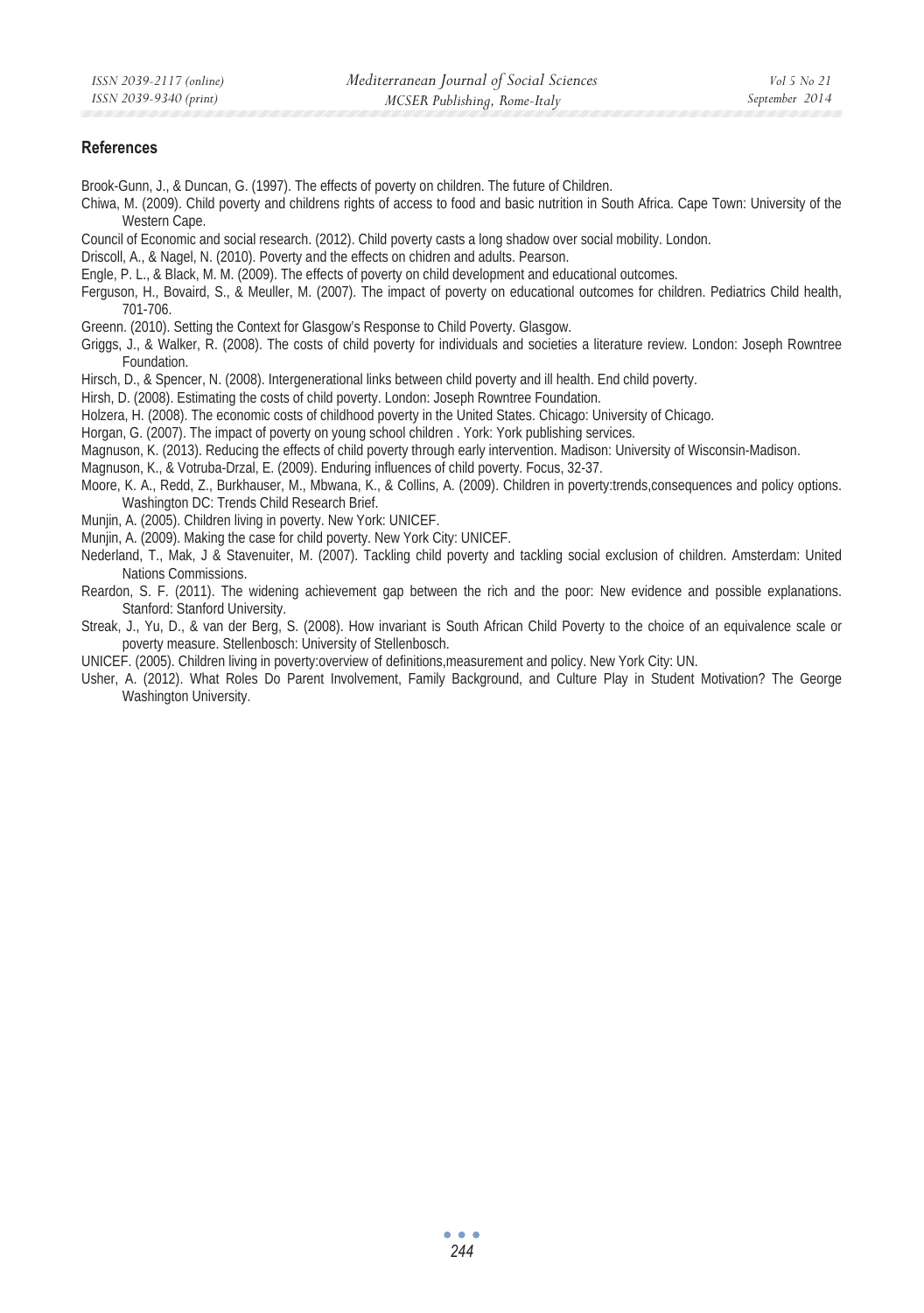## References

Brook-Gunn, J., & Duncan, G. (1997). The effects of poverty on children. The future of Children.

Chiwa, M. (2009). Child poverty and childrens rights of access to food and basic nutrition in South Africa. Cape Town: University of the Western Cape.

Council of Economic and social research. (2012). Child poverty casts a long shadow over social mobility. London.

Driscoll, A., & Nagel, N. (2010). Poverty and the effects on chidren and adults. Pearson.

Engle, P. L., & Black, M. M. (2009). The effects of poverty on child development and educational outcomes.

Ferguson, H., Bovaird, S., & Meuller, M. (2007). The impact of poverty on educational outcomes for children. Pediatrics Child health, 701-706.

Greenn. (2010). Setting the Context for Glasgow's Response to Child Poverty. Glasgow.

Griggs, J., & Walker, R. (2008). The costs of child poverty for individuals and societies a literature review. London: Joseph Rowntree Foundation.

Hirsch, D., & Spencer, N. (2008). Intergenerational links between child poverty and ill health. End child poverty.

Hirsh, D. (2008). Estimating the costs of child poverty. London: Joseph Rowntree Foundation.

Holzera, H. (2008). The economic costs of childhood poverty in the United States. Chicago: University of Chicago.

Horgan, G. (2007). The impact of poverty on young school children . York: York publishing services.

Magnuson, K. (2013). Reducing the effects of child poverty through early intervention. Madison: University of Wisconsin-Madison.

Magnuson, K., & Votruba-Drzal, E. (2009). Enduring influences of child poverty. Focus, 32-37.

Moore, K. A., Redd, Z., Burkhauser, M., Mbwana, K., & Collins, A. (2009). Children in poverty:trends,consequences and policy options. Washington DC: Trends Child Research Brief.

Munjin, A. (2005). Children living in poverty. New York: UNICEF.

Munjin, A. (2009). Making the case for child poverty. New York City: UNICEF.

Nederland, T., Mak, J & Stavenuiter, M. (2007). Tackling child poverty and tackling social exclusion of children. Amsterdam: United Nations Commissions.

Reardon, S. F. (2011). The widening achievement gap between the rich and the poor: New evidence and possible explanations. Stanford: Stanford University.

Streak, J., Yu, D., & van der Berg, S. (2008). How invariant is South African Child Poverty to the choice of an equivalence scale or poverty measure. Stellenbosch: University of Stellenbosch.

UNICEF. (2005). Children living in poverty:overview of definitions,measurement and policy. New York City: UN.

Usher, A. (2012). What Roles Do Parent Involvement, Family Background, and Culture Play in Student Motivation? The George Washington University.